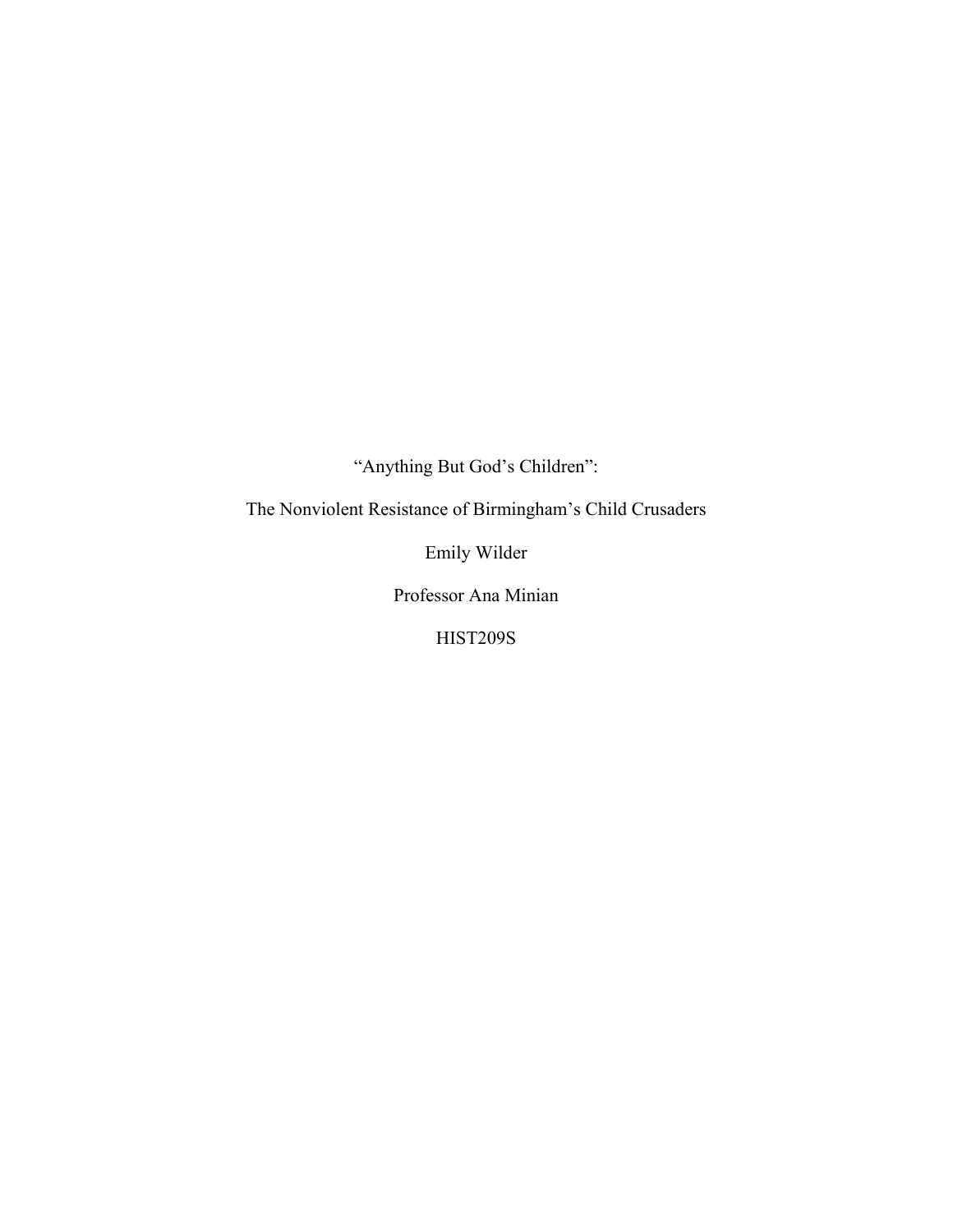# "Anything But God's Children":

## The Nonviolent Resistance of Birmingham's Child Crusaders

Emily Wilder

Professor Ana Minian

HIST209S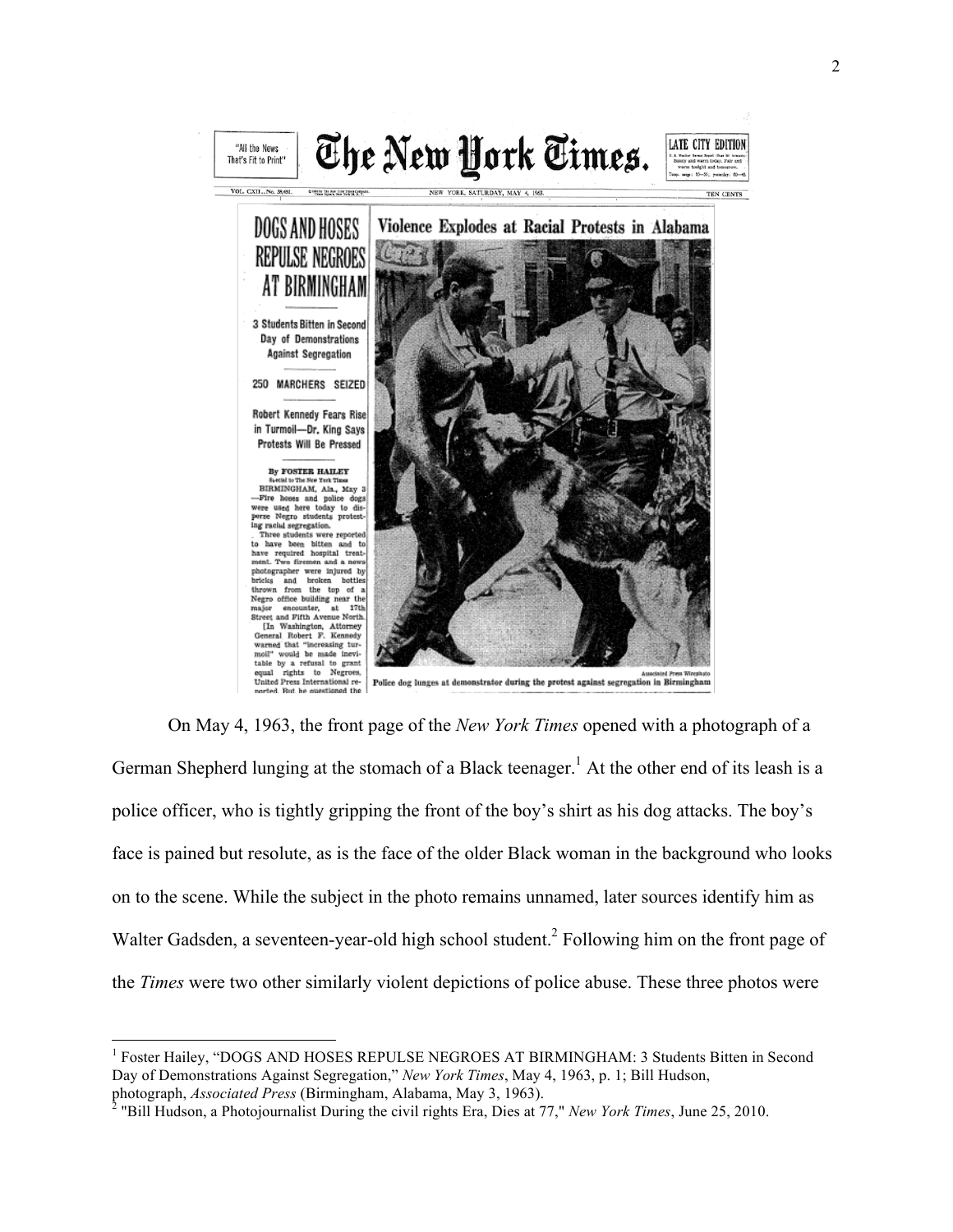On May 4, 1963, the front page of the *New York Times* opened with a photograph of a German Shepherd lunging at the stomach of a Black teenager.[1] At the other end of its leash is a police officer, who is tightly gripping the front of the boy's shirt as his dog attacks. The boy's face is pained but resolute, as is the face of the older Black woman in the background who looks on to the scene. While the subject in the photo remains unnamed, later sources identify him as Walter Gadsden, a seventeen-year-old high school student.[2] Following him on the front page of the *Times* were two other similarly violent depictions of police abuse. These three photos were

---

[1] Foster Hailey, "DOGS AND HOSES REPULSE NEGROES AT BIRMINGHAM: 3 Students Bitten in Second Day of Demonstrations Against Segregation," *New York Times*, May 4, 1963, p. 1; Bill Hudson, photograph, *Associated Press* (Birmingham, Alabama, May 3, 1963).

[2] "Bill Hudson, a Photojournalist During the civil rights Era, Dies at 77," *New York Times*, June 25, 2010.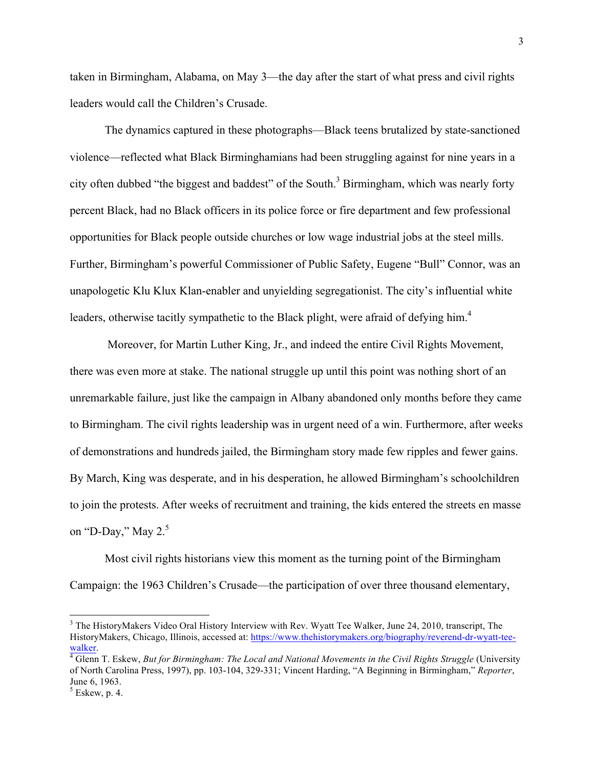taken in Birmingham, Alabama, on May 3—the day after the start of what press and civil rights leaders would call the Children's Crusade.

The dynamics captured in these photographs—Black teens brutalized by state-sanctioned violence—reflected what Black Birminghamians had been struggling against for nine years in a city often dubbed "the biggest and baddest" of the South.[3] Birmingham, which was nearly forty percent Black, had no Black officers in its police force or fire department and few professional opportunities for Black people outside churches or low wage industrial jobs at the steel mills. Further, Birmingham's powerful Commissioner of Public Safety, Eugene "Bull" Connor, was an unapologetic Klu Klux Klan-enabler and unyielding segregationist. The city's influential white leaders, otherwise tacitly sympathetic to the Black plight, were afraid of defying him.[4]

Moreover, for Martin Luther King, Jr., and indeed the entire Civil Rights Movement, there was even more at stake. The national struggle up until this point was nothing short of an unremarkable failure, just like the campaign in Albany abandoned only months before they came to Birmingham. The civil rights leadership was in urgent need of a win. Furthermore, after weeks of demonstrations and hundreds jailed, the Birmingham story made few ripples and fewer gains. By March, King was desperate, and in his desperation, he allowed Birmingham's schoolchildren to join the protests. After weeks of recruitment and training, the kids entered the streets en masse on "D-Day," May 2.[5]

Most civil rights historians view this moment as the turning point of the Birmingham Campaign: the 1963 Children's Crusade—the participation of over three thousand elementary,

---

[3] The HistoryMakers Video Oral History Interview with Rev. Wyatt Tee Walker, June 24, 2010, transcript, The HistoryMakers, Chicago, Illinois, accessed at: https://www.thehistorymakers.org/biography/reverend-dr-wyatt-tee-walker.

[4] Glenn T. Eskew, *But for Birmingham: The Local and National Movements in the Civil Rights Struggle* (University of North Carolina Press, 1997), pp. 103-104, 329-331; Vincent Harding, "A Beginning in Birmingham," *Reporter*, June 6, 1963.

[5] Eskew, p. 4.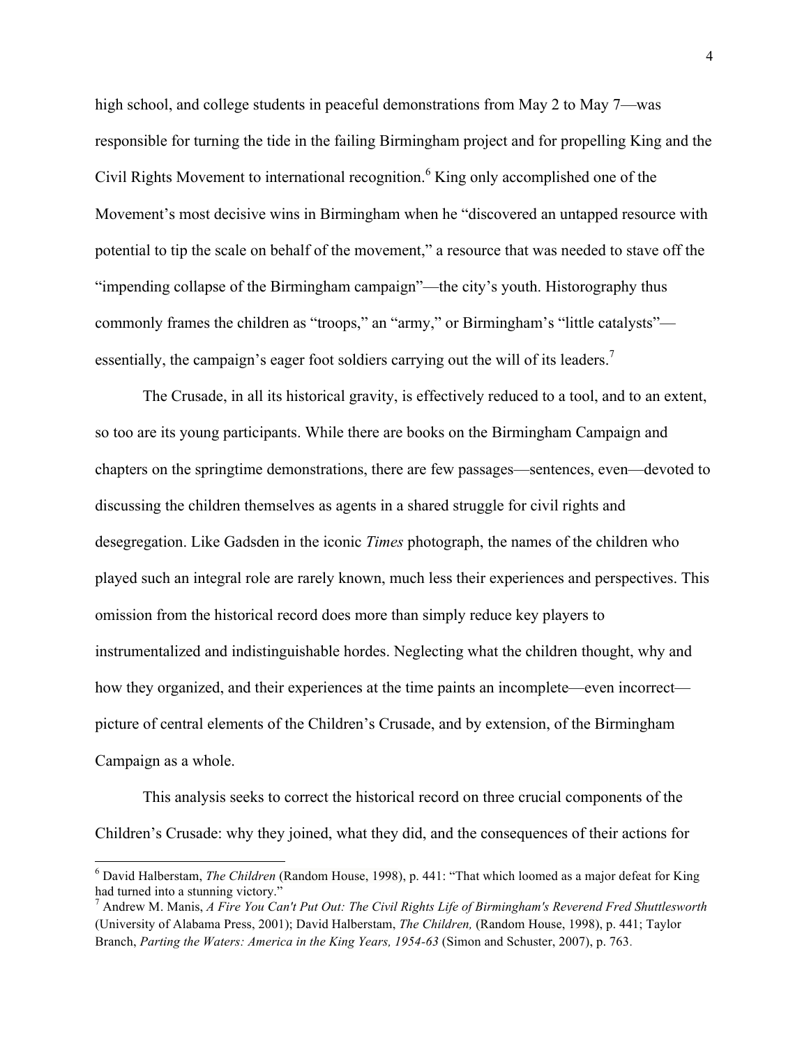high school, and college students in peaceful demonstrations from May 2 to May 7—was responsible for turning the tide in the failing Birmingham project and for propelling King and the Civil Rights Movement to international recognition.[6] King only accomplished one of the Movement's most decisive wins in Birmingham when he "discovered an untapped resource with potential to tip the scale on behalf of the movement," a resource that was needed to stave off the "impending collapse of the Birmingham campaign"—the city's youth. Historography thus commonly frames the children as "troops," an "army," or Birmingham's "little catalysts"—essentially, the campaign's eager foot soldiers carrying out the will of its leaders.[7]

The Crusade, in all its historical gravity, is effectively reduced to a tool, and to an extent, so too are its young participants. While there are books on the Birmingham Campaign and chapters on the springtime demonstrations, there are few passages—sentences, even—devoted to discussing the children themselves as agents in a shared struggle for civil rights and desegregation. Like Gadsden in the iconic *Times* photograph, the names of the children who played such an integral role are rarely known, much less their experiences and perspectives. This omission from the historical record does more than simply reduce key players to instrumentalized and indistinguishable hordes. Neglecting what the children thought, why and how they organized, and their experiences at the time paints an incomplete—even incorrect—picture of central elements of the Children's Crusade, and by extension, of the Birmingham Campaign as a whole.

This analysis seeks to correct the historical record on three crucial components of the Children's Crusade: why they joined, what they did, and the consequences of their actions for

---

[6] David Halberstam, *The Children* (Random House, 1998), p. 441: "That which loomed as a major defeat for King had turned into a stunning victory."

[7] Andrew M. Manis, *A Fire You Can't Put Out: The Civil Rights Life of Birmingham's Reverend Fred Shuttlesworth* (University of Alabama Press, 2001); David Halberstam, *The Children,* (Random House, 1998), p. 441; Taylor Branch, *Parting the Waters: America in the King Years, 1954-63* (Simon and Schuster, 2007), p. 763.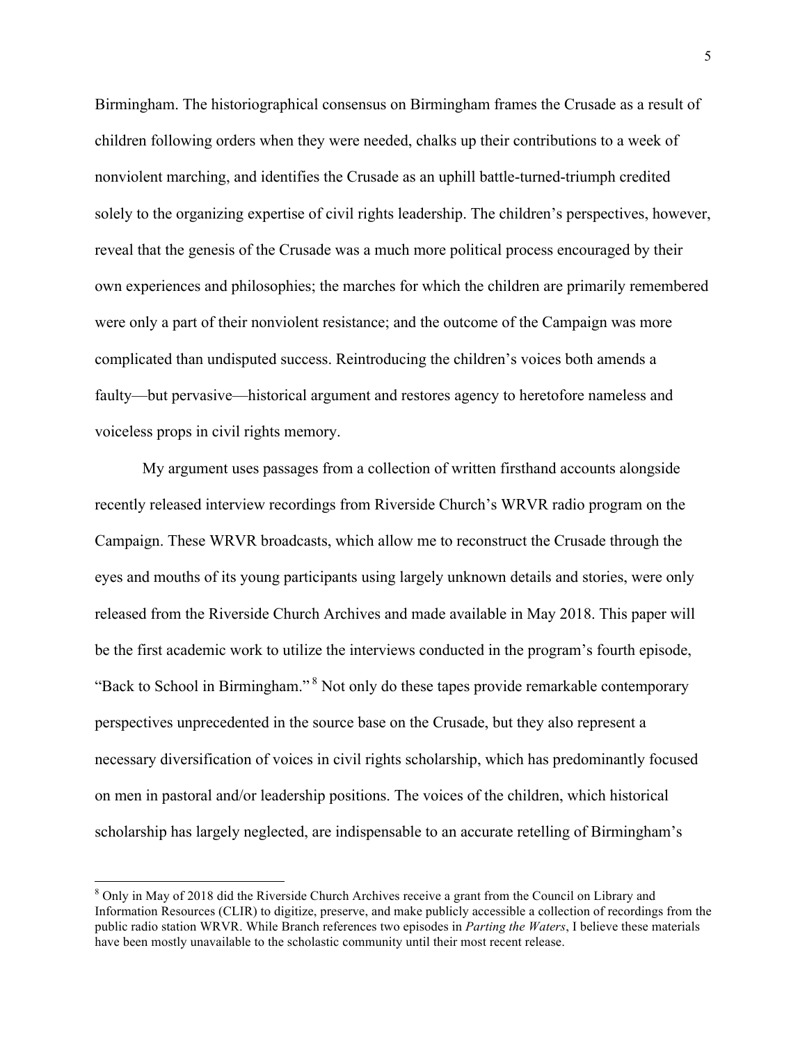Birmingham. The historiographical consensus on Birmingham frames the Crusade as a result of children following orders when they were needed, chalks up their contributions to a week of nonviolent marching, and identifies the Crusade as an uphill battle-turned-triumph credited solely to the organizing expertise of civil rights leadership. The children's perspectives, however, reveal that the genesis of the Crusade was a much more political process encouraged by their own experiences and philosophies; the marches for which the children are primarily remembered were only a part of their nonviolent resistance; and the outcome of the Campaign was more complicated than undisputed success. Reintroducing the children's voices both amends a faulty—but pervasive—historical argument and restores agency to heretofore nameless and voiceless props in civil rights memory.

My argument uses passages from a collection of written firsthand accounts alongside recently released interview recordings from Riverside Church's WRVR radio program on the Campaign. These WRVR broadcasts, which allow me to reconstruct the Crusade through the eyes and mouths of its young participants using largely unknown details and stories, were only released from the Riverside Church Archives and made available in May 2018. This paper will be the first academic work to utilize the interviews conducted in the program's fourth episode, "Back to School in Birmingham."[8] Not only do these tapes provide remarkable contemporary perspectives unprecedented in the source base on the Crusade, but they also represent a necessary diversification of voices in civil rights scholarship, which has predominantly focused on men in pastoral and/or leadership positions. The voices of the children, which historical scholarship has largely neglected, are indispensable to an accurate retelling of Birmingham's

[8] Only in May of 2018 did the Riverside Church Archives receive a grant from the Council on Library and Information Resources (CLIR) to digitize, preserve, and make publicly accessible a collection of recordings from the public radio station WRVR. While Branch references two episodes in *Parting the Waters*, I believe these materials have been mostly unavailable to the scholastic community until their most recent release.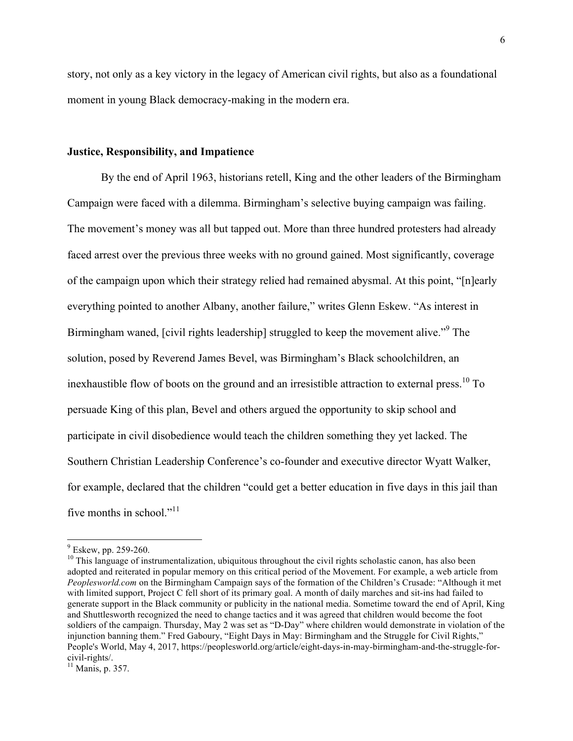story, not only as a key victory in the legacy of American civil rights, but also as a foundational moment in young Black democracy-making in the modern era.

## Justice, Responsibility, and Impatience

By the end of April 1963, historians retell, King and the other leaders of the Birmingham Campaign were faced with a dilemma. Birmingham's selective buying campaign was failing. The movement's money was all but tapped out. More than three hundred protesters had already faced arrest over the previous three weeks with no ground gained. Most significantly, coverage of the campaign upon which their strategy relied had remained abysmal. At this point, "[n]early everything pointed to another Albany, another failure," writes Glenn Eskew. "As interest in Birmingham waned, [civil rights leadership] struggled to keep the movement alive."[9] The solution, posed by Reverend James Bevel, was Birmingham's Black schoolchildren, an inexhaustible flow of boots on the ground and an irresistible attraction to external press.[10] To persuade King of this plan, Bevel and others argued the opportunity to skip school and participate in civil disobedience would teach the children something they yet lacked. The Southern Christian Leadership Conference's co-founder and executive director Wyatt Walker, for example, declared that the children "could get a better education in five days in this jail than five months in school."[11]

---

[9] Eskew, pp. 259-260.

[10] This language of instrumentalization, ubiquitous throughout the civil rights scholastic canon, has also been adopted and reiterated in popular memory on this critical period of the Movement. For example, a web article from *Peoplesworld.com* on the Birmingham Campaign says of the formation of the Children's Crusade: "Although it met with limited support, Project C fell short of its primary goal. A month of daily marches and sit-ins had failed to generate support in the Black community or publicity in the national media. Sometime toward the end of April, King and Shuttlesworth recognized the need to change tactics and it was agreed that children would become the foot soldiers of the campaign. Thursday, May 2 was set as "D-Day" where children would demonstrate in violation of the injunction banning them." Fred Gaboury, "Eight Days in May: Birmingham and the Struggle for Civil Rights," People's World, May 4, 2017, https://peoplesworld.org/article/eight-days-in-may-birmingham-and-the-struggle-for-civil-rights/.

[11] Manis, p. 357.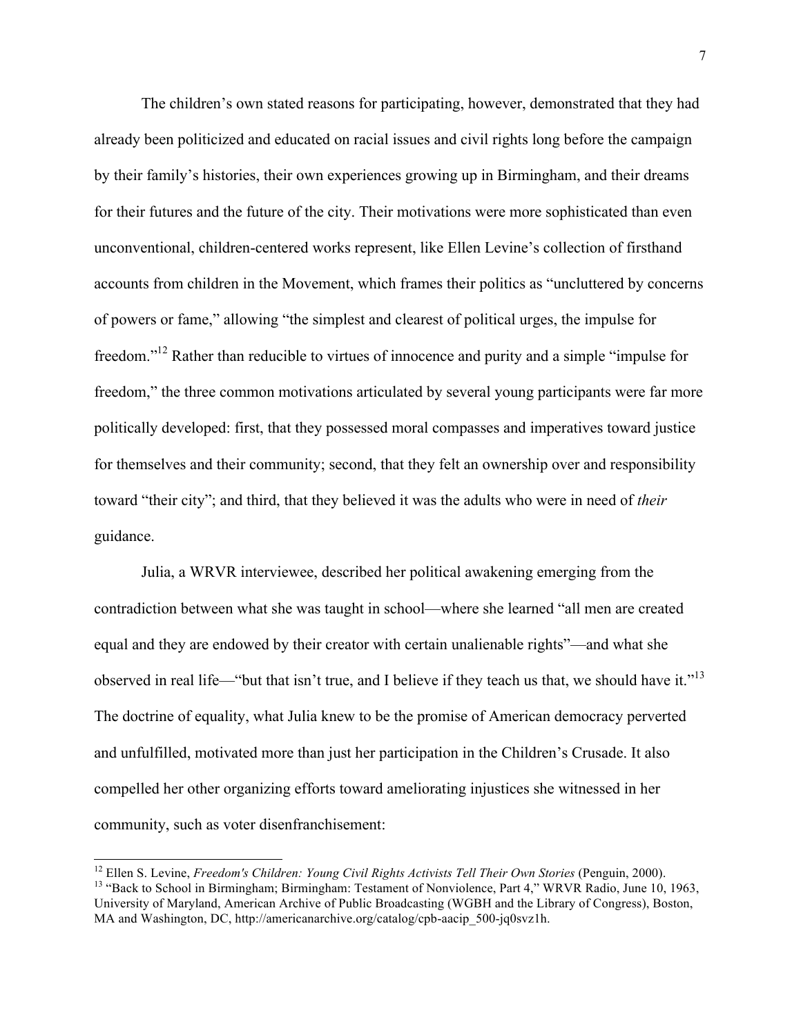The children's own stated reasons for participating, however, demonstrated that they had already been politicized and educated on racial issues and civil rights long before the campaign by their family's histories, their own experiences growing up in Birmingham, and their dreams for their futures and the future of the city. Their motivations were more sophisticated than even unconventional, children-centered works represent, like Ellen Levine's collection of firsthand accounts from children in the Movement, which frames their politics as "uncluttered by concerns of powers or fame," allowing "the simplest and clearest of political urges, the impulse for freedom."[12] Rather than reducible to virtues of innocence and purity and a simple "impulse for freedom," the three common motivations articulated by several young participants were far more politically developed: first, that they possessed moral compasses and imperatives toward justice for themselves and their community; second, that they felt an ownership over and responsibility toward "their city"; and third, that they believed it was the adults who were in need of *their* guidance.

Julia, a WRVR interviewee, described her political awakening emerging from the contradiction between what she was taught in school—where she learned "all men are created equal and they are endowed by their creator with certain unalienable rights"—and what she observed in real life—"but that isn't true, and I believe if they teach us that, we should have it."[13] The doctrine of equality, what Julia knew to be the promise of American democracy perverted and unfulfilled, motivated more than just her participation in the Children's Crusade. It also compelled her other organizing efforts toward ameliorating injustices she witnessed in her community, such as voter disenfranchisement:

---

[12] Ellen S. Levine, *Freedom's Children: Young Civil Rights Activists Tell Their Own Stories* (Penguin, 2000).

[13] "Back to School in Birmingham; Birmingham: Testament of Nonviolence, Part 4," WRVR Radio, June 10, 1963, University of Maryland, American Archive of Public Broadcasting (WGBH and the Library of Congress), Boston, MA and Washington, DC, http://americanarchive.org/catalog/cpb-aacip_500-jq0svz1h.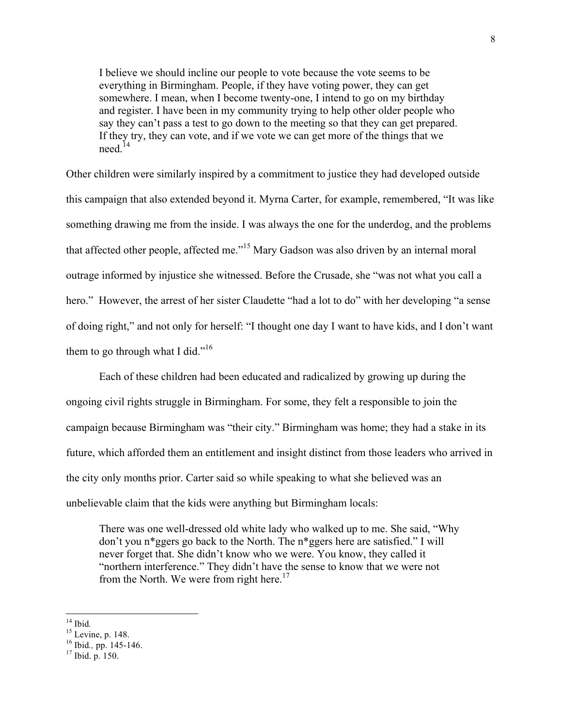> I believe we should incline our people to vote because the vote seems to be everything in Birmingham. People, if they have voting power, they can get somewhere. I mean, when I become twenty-one, I intend to go on my birthday and register. I have been in my community trying to help other older people who say they can't pass a test to go down to the meeting so that they can get prepared. If they try, they can vote, and if we vote we can get more of the things that we need.[14]

Other children were similarly inspired by a commitment to justice they had developed outside this campaign that also extended beyond it. Myrna Carter, for example, remembered, "It was like something drawing me from the inside. I was always the one for the underdog, and the problems that affected other people, affected me."[15] Mary Gadson was also driven by an internal moral outrage informed by injustice she witnessed. Before the Crusade, she "was not what you call a hero." However, the arrest of her sister Claudette "had a lot to do" with her developing "a sense of doing right," and not only for herself: "I thought one day I want to have kids, and I don't want them to go through what I did."[16]

Each of these children had been educated and radicalized by growing up during the ongoing civil rights struggle in Birmingham. For some, they felt a responsible to join the campaign because Birmingham was "their city." Birmingham was home; they had a stake in its future, which afforded them an entitlement and insight distinct from those leaders who arrived in the city only months prior. Carter said so while speaking to what she believed was an unbelievable claim that the kids were anything but Birmingham locals:

> There was one well-dressed old white lady who walked up to me. She said, "Why don't you n*ggers go back to the North. The n*ggers here are satisfied." I will never forget that. She didn't know who we were. You know, they called it "northern interference." They didn't have the sense to know that we were not from the North. We were from right here.[17]

---

[14] Ibid.

[15] Levine, p. 148.

[16] Ibid., pp. 145-146.

[17] Ibid. p. 150.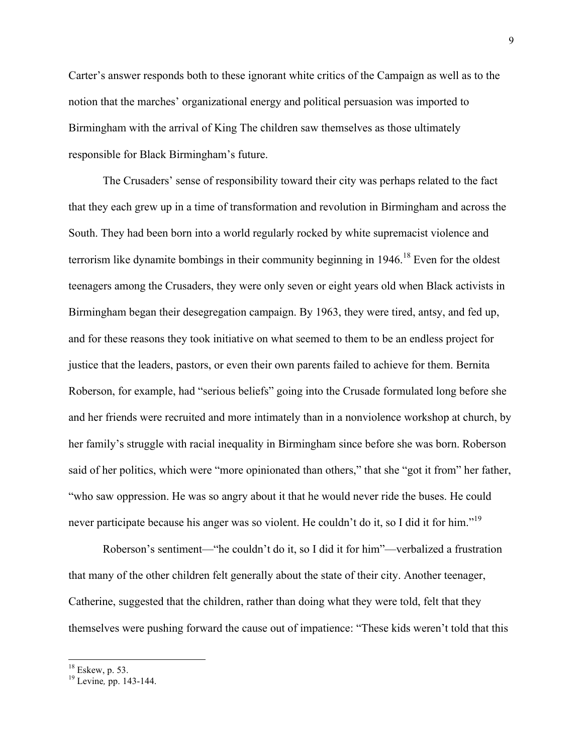Carter's answer responds both to these ignorant white critics of the Campaign as well as to the notion that the marches' organizational energy and political persuasion was imported to Birmingham with the arrival of King The children saw themselves as those ultimately responsible for Black Birmingham's future.

The Crusaders' sense of responsibility toward their city was perhaps related to the fact that they each grew up in a time of transformation and revolution in Birmingham and across the South. They had been born into a world regularly rocked by white supremacist violence and terrorism like dynamite bombings in their community beginning in 1946.[18] Even for the oldest teenagers among the Crusaders, they were only seven or eight years old when Black activists in Birmingham began their desegregation campaign. By 1963, they were tired, antsy, and fed up, and for these reasons they took initiative on what seemed to them to be an endless project for justice that the leaders, pastors, or even their own parents failed to achieve for them. Bernita Roberson, for example, had "serious beliefs" going into the Crusade formulated long before she and her friends were recruited and more intimately than in a nonviolence workshop at church, by her family's struggle with racial inequality in Birmingham since before she was born. Roberson said of her politics, which were "more opinionated than others," that she "got it from" her father, "who saw oppression. He was so angry about it that he would never ride the buses. He could never participate because his anger was so violent. He couldn't do it, so I did it for him."[19]

Roberson's sentiment—"he couldn't do it, so I did it for him"—verbalized a frustration that many of the other children felt generally about the state of their city. Another teenager, Catherine, suggested that the children, rather than doing what they were told, felt that they themselves were pushing forward the cause out of impatience: "These kids weren't told that this

---

[18] Eskew, p. 53.

[19] Levine*,* pp. 143-144.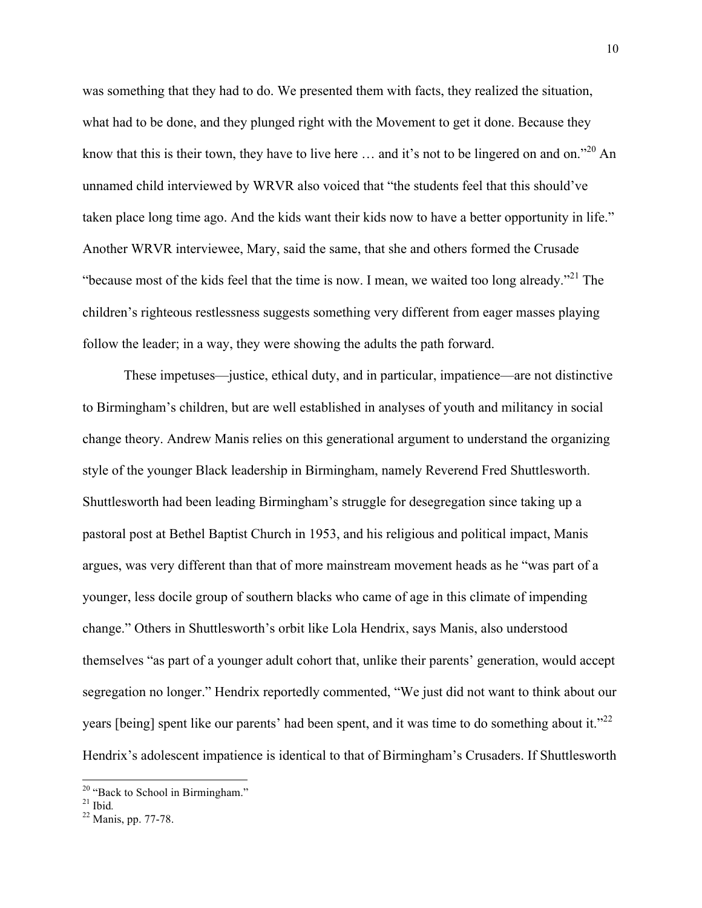was something that they had to do. We presented them with facts, they realized the situation, what had to be done, and they plunged right with the Movement to get it done. Because they know that this is their town, they have to live here … and it's not to be lingered on and on."[20] An unnamed child interviewed by WRVR also voiced that "the students feel that this should've taken place long time ago. And the kids want their kids now to have a better opportunity in life." Another WRVR interviewee, Mary, said the same, that she and others formed the Crusade "because most of the kids feel that the time is now. I mean, we waited too long already."[21] The children's righteous restlessness suggests something very different from eager masses playing follow the leader; in a way, they were showing the adults the path forward.

These impetuses—justice, ethical duty, and in particular, impatience—are not distinctive to Birmingham's children, but are well established in analyses of youth and militancy in social change theory. Andrew Manis relies on this generational argument to understand the organizing style of the younger Black leadership in Birmingham, namely Reverend Fred Shuttlesworth. Shuttlesworth had been leading Birmingham's struggle for desegregation since taking up a pastoral post at Bethel Baptist Church in 1953, and his religious and political impact, Manis argues, was very different than that of more mainstream movement heads as he "was part of a younger, less docile group of southern blacks who came of age in this climate of impending change." Others in Shuttlesworth's orbit like Lola Hendrix, says Manis, also understood themselves "as part of a younger adult cohort that, unlike their parents' generation, would accept segregation no longer." Hendrix reportedly commented, "We just did not want to think about our years [being] spent like our parents' had been spent, and it was time to do something about it."[22] Hendrix's adolescent impatience is identical to that of Birmingham's Crusaders. If Shuttlesworth

---

[20] "Back to School in Birmingham."

[21] Ibid.

[22] Manis, pp. 77-78.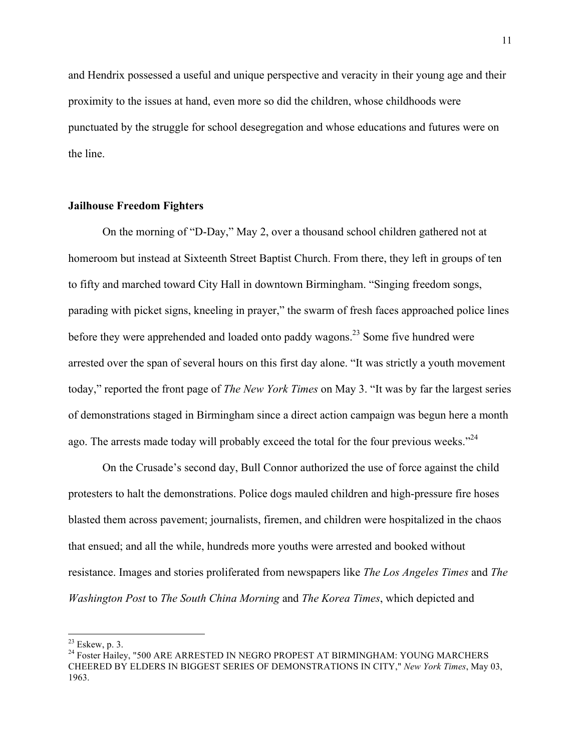and Hendrix possessed a useful and unique perspective and veracity in their young age and their proximity to the issues at hand, even more so did the children, whose childhoods were punctuated by the struggle for school desegregation and whose educations and futures were on the line.

## Jailhouse Freedom Fighters

On the morning of "D-Day," May 2, over a thousand school children gathered not at homeroom but instead at Sixteenth Street Baptist Church. From there, they left in groups of ten to fifty and marched toward City Hall in downtown Birmingham. "Singing freedom songs, parading with picket signs, kneeling in prayer," the swarm of fresh faces approached police lines before they were apprehended and loaded onto paddy wagons.[23] Some five hundred were arrested over the span of several hours on this first day alone. "It was strictly a youth movement today," reported the front page of *The New York Times* on May 3. "It was by far the largest series of demonstrations staged in Birmingham since a direct action campaign was begun here a month ago. The arrests made today will probably exceed the total for the four previous weeks."[24]

On the Crusade's second day, Bull Connor authorized the use of force against the child protesters to halt the demonstrations. Police dogs mauled children and high-pressure fire hoses blasted them across pavement; journalists, firemen, and children were hospitalized in the chaos that ensued; and all the while, hundreds more youths were arrested and booked without resistance. Images and stories proliferated from newspapers like *The Los Angeles Times* and *The Washington Post* to *The South China Morning* and *The Korea Times*, which depicted and

---

[23] Eskew, p. 3.

[24] Foster Hailey, "500 ARE ARRESTED IN NEGRO PROPEST AT BIRMINGHAM: YOUNG MARCHERS CHEERED BY ELDERS IN BIGGEST SERIES OF DEMONSTRATIONS IN CITY," *New York Times*, May 03, 1963.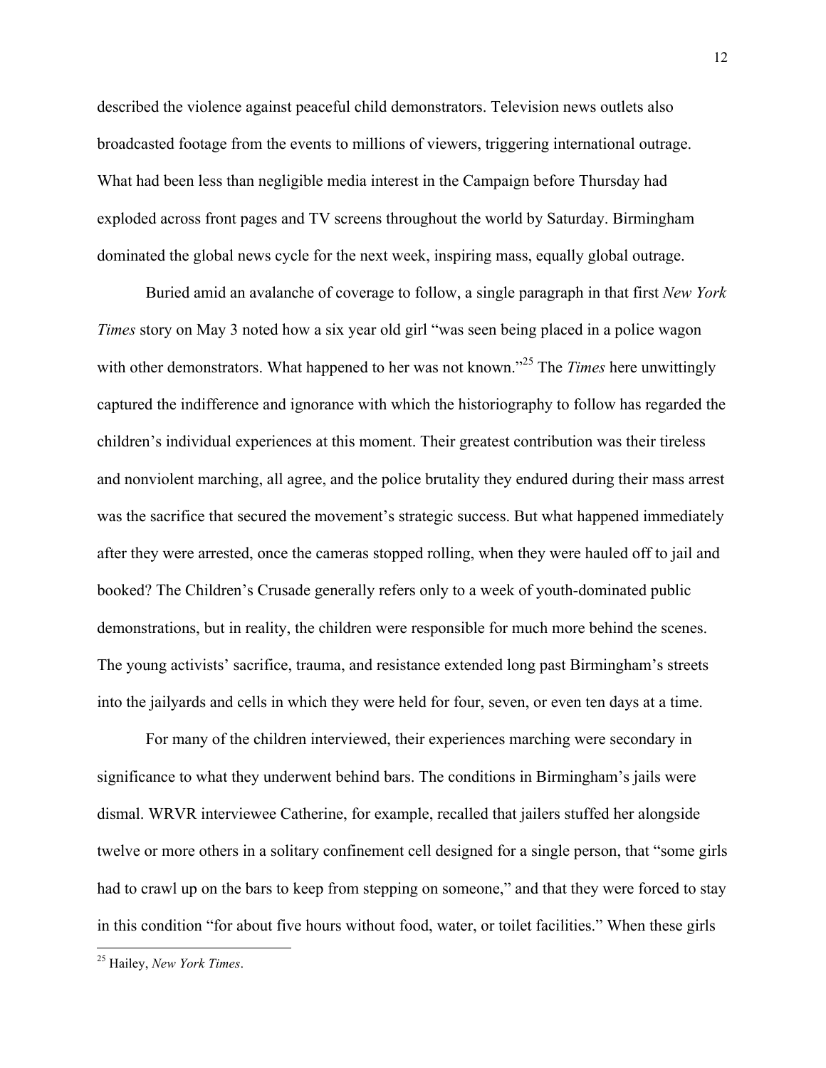described the violence against peaceful child demonstrators. Television news outlets also broadcasted footage from the events to millions of viewers, triggering international outrage. What had been less than negligible media interest in the Campaign before Thursday had exploded across front pages and TV screens throughout the world by Saturday. Birmingham dominated the global news cycle for the next week, inspiring mass, equally global outrage.

Buried amid an avalanche of coverage to follow, a single paragraph in that first *New York Times* story on May 3 noted how a six year old girl "was seen being placed in a police wagon with other demonstrators. What happened to her was not known."[25] The *Times* here unwittingly captured the indifference and ignorance with which the historiography to follow has regarded the children's individual experiences at this moment. Their greatest contribution was their tireless and nonviolent marching, all agree, and the police brutality they endured during their mass arrest was the sacrifice that secured the movement's strategic success. But what happened immediately after they were arrested, once the cameras stopped rolling, when they were hauled off to jail and booked? The Children's Crusade generally refers only to a week of youth-dominated public demonstrations, but in reality, the children were responsible for much more behind the scenes. The young activists' sacrifice, trauma, and resistance extended long past Birmingham's streets into the jailyards and cells in which they were held for four, seven, or even ten days at a time.

For many of the children interviewed, their experiences marching were secondary in significance to what they underwent behind bars. The conditions in Birmingham's jails were dismal. WRVR interviewee Catherine, for example, recalled that jailers stuffed her alongside twelve or more others in a solitary confinement cell designed for a single person, that "some girls had to crawl up on the bars to keep from stepping on someone," and that they were forced to stay in this condition "for about five hours without food, water, or toilet facilities." When these girls

---

[25] Hailey, *New York Times*.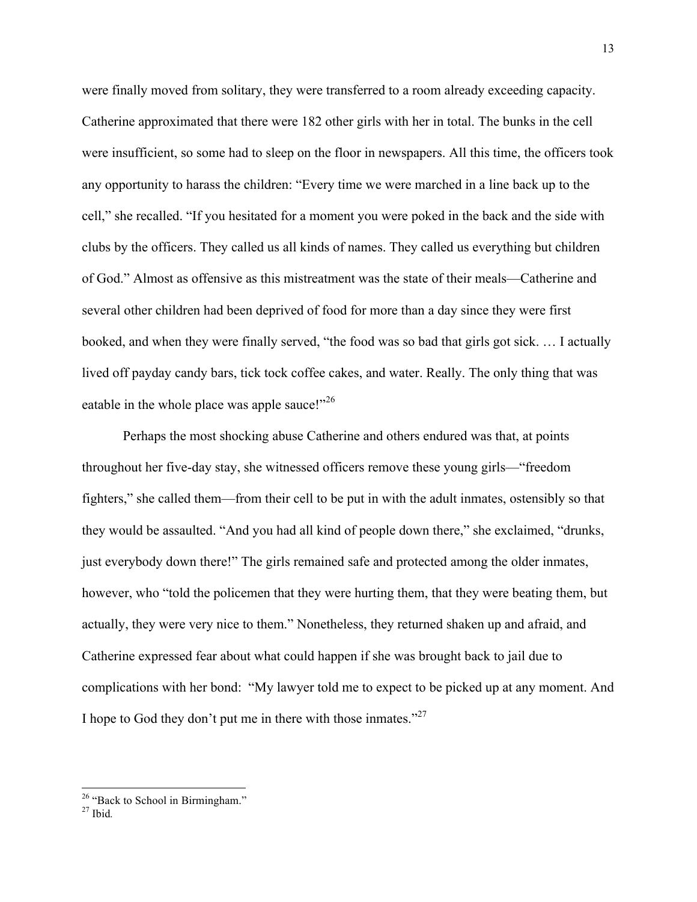were finally moved from solitary, they were transferred to a room already exceeding capacity. Catherine approximated that there were 182 other girls with her in total. The bunks in the cell were insufficient, so some had to sleep on the floor in newspapers. All this time, the officers took any opportunity to harass the children: "Every time we were marched in a line back up to the cell," she recalled. "If you hesitated for a moment you were poked in the back and the side with clubs by the officers. They called us all kinds of names. They called us everything but children of God." Almost as offensive as this mistreatment was the state of their meals—Catherine and several other children had been deprived of food for more than a day since they were first booked, and when they were finally served, "the food was so bad that girls got sick. … I actually lived off payday candy bars, tick tock coffee cakes, and water. Really. The only thing that was eatable in the whole place was apple sauce!"[26]

Perhaps the most shocking abuse Catherine and others endured was that, at points throughout her five-day stay, she witnessed officers remove these young girls—"freedom fighters," she called them—from their cell to be put in with the adult inmates, ostensibly so that they would be assaulted. "And you had all kind of people down there," she exclaimed, "drunks, just everybody down there!" The girls remained safe and protected among the older inmates, however, who "told the policemen that they were hurting them, that they were beating them, but actually, they were very nice to them." Nonetheless, they returned shaken up and afraid, and Catherine expressed fear about what could happen if she was brought back to jail due to complications with her bond: "My lawyer told me to expect to be picked up at any moment. And I hope to God they don't put me in there with those inmates."[27]

---

[26] "Back to School in Birmingham."
[27] Ibid.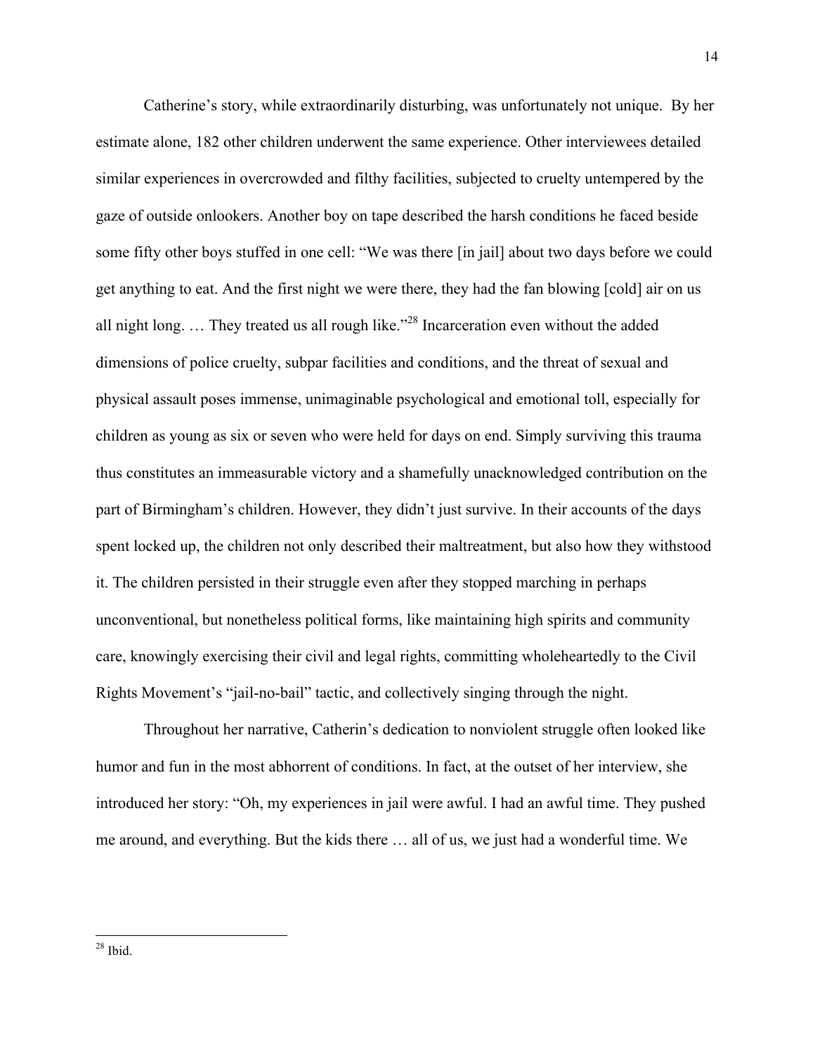Catherine's story, while extraordinarily disturbing, was unfortunately not unique. By her estimate alone, 182 other children underwent the same experience. Other interviewees detailed similar experiences in overcrowded and filthy facilities, subjected to cruelty untempered by the gaze of outside onlookers. Another boy on tape described the harsh conditions he faced beside some fifty other boys stuffed in one cell: "We was there [in jail] about two days before we could get anything to eat. And the first night we were there, they had the fan blowing [cold] air on us all night long. … They treated us all rough like."[28] Incarceration even without the added dimensions of police cruelty, subpar facilities and conditions, and the threat of sexual and physical assault poses immense, unimaginable psychological and emotional toll, especially for children as young as six or seven who were held for days on end. Simply surviving this trauma thus constitutes an immeasurable victory and a shamefully unacknowledged contribution on the part of Birmingham's children. However, they didn't just survive. In their accounts of the days spent locked up, the children not only described their maltreatment, but also how they withstood it. The children persisted in their struggle even after they stopped marching in perhaps unconventional, but nonetheless political forms, like maintaining high spirits and community care, knowingly exercising their civil and legal rights, committing wholeheartedly to the Civil Rights Movement's "jail-no-bail" tactic, and collectively singing through the night.

Throughout her narrative, Catherin's dedication to nonviolent struggle often looked like humor and fun in the most abhorrent of conditions. In fact, at the outset of her interview, she introduced her story: "Oh, my experiences in jail were awful. I had an awful time. They pushed me around, and everything. But the kids there … all of us, we just had a wonderful time. We

[28] Ibid.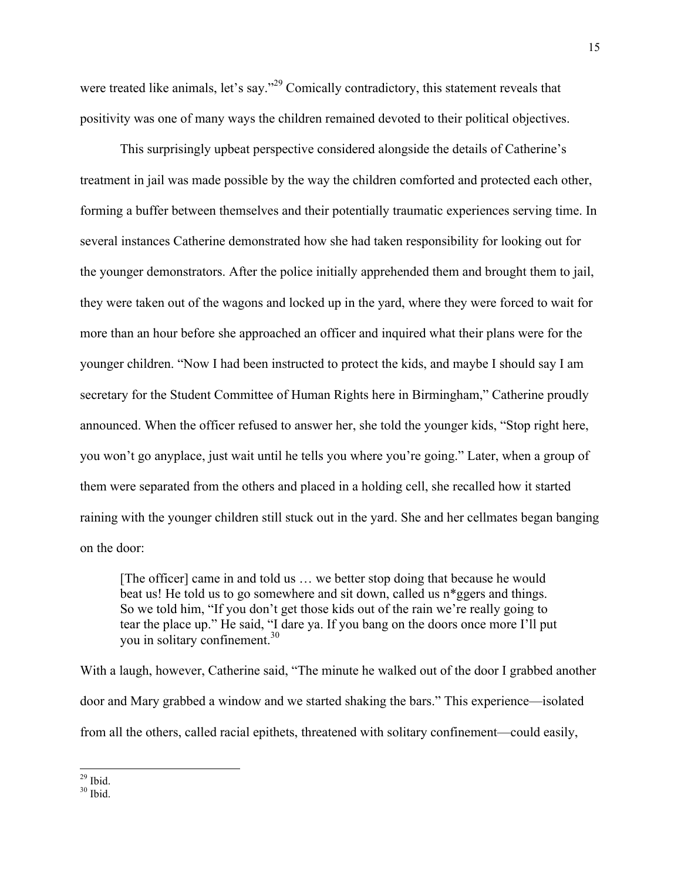were treated like animals, let's say."[29] Comically contradictory, this statement reveals that positivity was one of many ways the children remained devoted to their political objectives.

This surprisingly upbeat perspective considered alongside the details of Catherine's treatment in jail was made possible by the way the children comforted and protected each other, forming a buffer between themselves and their potentially traumatic experiences serving time. In several instances Catherine demonstrated how she had taken responsibility for looking out for the younger demonstrators. After the police initially apprehended them and brought them to jail, they were taken out of the wagons and locked up in the yard, where they were forced to wait for more than an hour before she approached an officer and inquired what their plans were for the younger children. "Now I had been instructed to protect the kids, and maybe I should say I am secretary for the Student Committee of Human Rights here in Birmingham," Catherine proudly announced. When the officer refused to answer her, she told the younger kids, "Stop right here, you won't go anyplace, just wait until he tells you where you're going." Later, when a group of them were separated from the others and placed in a holding cell, she recalled how it started raining with the younger children still stuck out in the yard. She and her cellmates began banging on the door:

> [The officer] came in and told us … we better stop doing that because he would beat us! He told us to go somewhere and sit down, called us n*ggers and things. So we told him, "If you don't get those kids out of the rain we're really going to tear the place up." He said, "I dare ya. If you bang on the doors once more I'll put you in solitary confinement.[30]

With a laugh, however, Catherine said, "The minute he walked out of the door I grabbed another door and Mary grabbed a window and we started shaking the bars." This experience—isolated from all the others, called racial epithets, threatened with solitary confinement—could easily,

[29] Ibid.
[30] Ibid.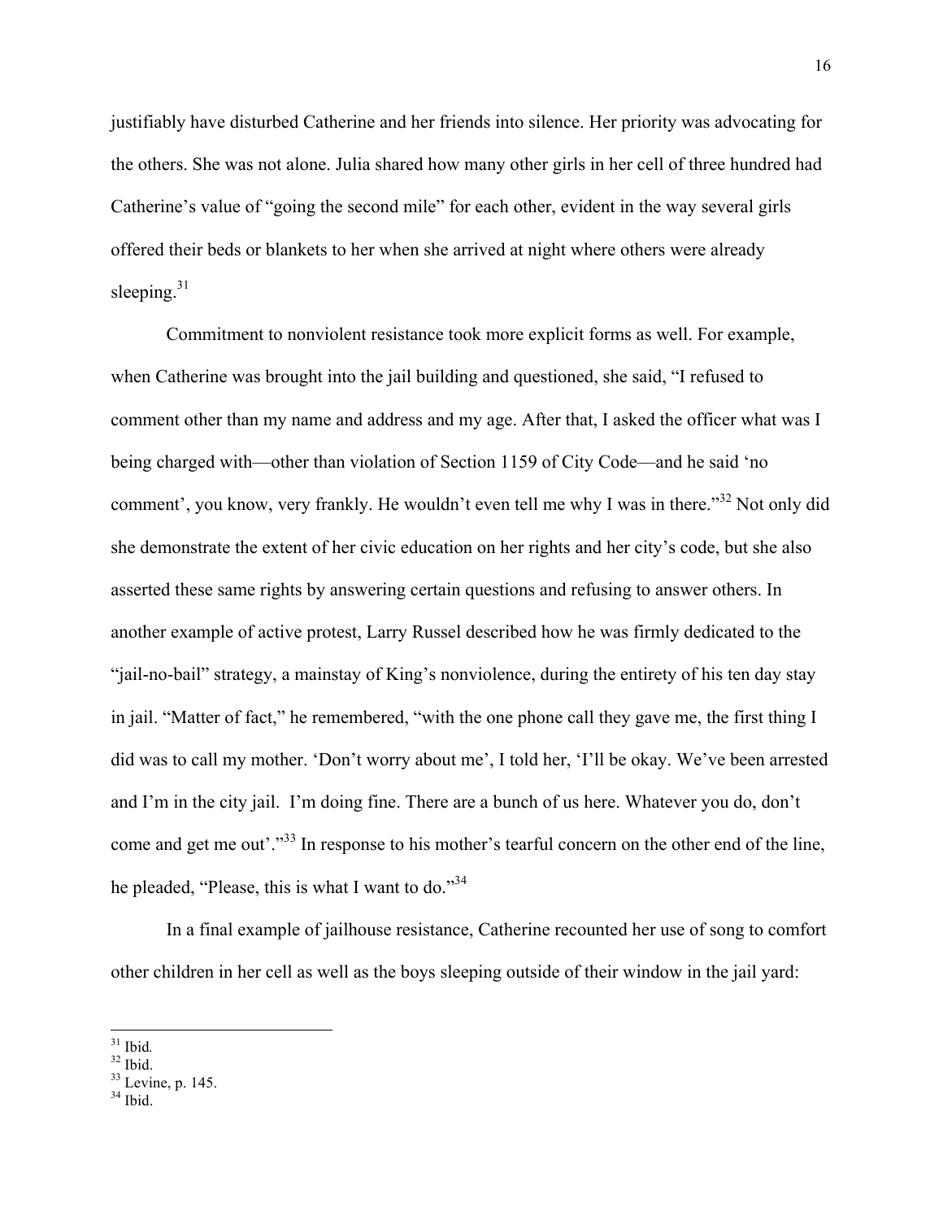justifiably have disturbed Catherine and her friends into silence. Her priority was advocating for the others. She was not alone. Julia shared how many other girls in her cell of three hundred had Catherine's value of "going the second mile" for each other, evident in the way several girls offered their beds or blankets to her when she arrived at night where others were already sleeping.[31]

Commitment to nonviolent resistance took more explicit forms as well. For example, when Catherine was brought into the jail building and questioned, she said, "I refused to comment other than my name and address and my age. After that, I asked the officer what was I being charged with—other than violation of Section 1159 of City Code—and he said 'no comment', you know, very frankly. He wouldn't even tell me why I was in there."[32] Not only did she demonstrate the extent of her civic education on her rights and her city's code, but she also asserted these same rights by answering certain questions and refusing to answer others. In another example of active protest, Larry Russel described how he was firmly dedicated to the "jail-no-bail" strategy, a mainstay of King's nonviolence, during the entirety of his ten day stay in jail. "Matter of fact," he remembered, "with the one phone call they gave me, the first thing I did was to call my mother. 'Don't worry about me', I told her, 'I'll be okay. We've been arrested and I'm in the city jail. I'm doing fine. There are a bunch of us here. Whatever you do, don't come and get me out'."[33] In response to his mother's tearful concern on the other end of the line, he pleaded, "Please, this is what I want to do."[34]

In a final example of jailhouse resistance, Catherine recounted her use of song to comfort other children in her cell as well as the boys sleeping outside of their window in the jail yard:

---

[31] Ibid.
[32] Ibid.
[33] Levine, p. 145.
[34] Ibid.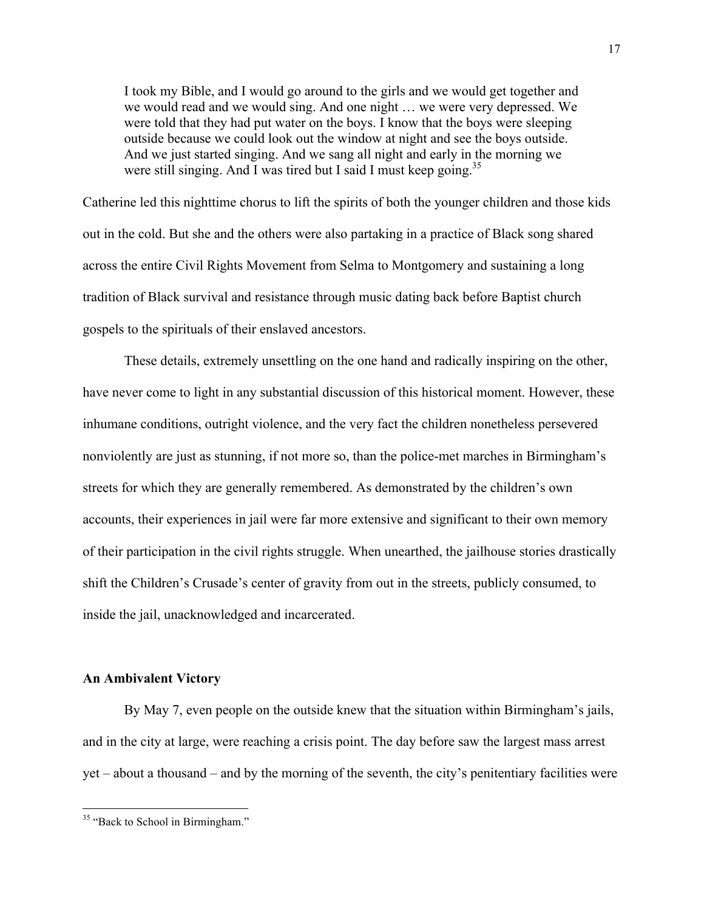> I took my Bible, and I would go around to the girls and we would get together and we would read and we would sing. And one night … we were very depressed. We were told that they had put water on the boys. I know that the boys were sleeping outside because we could look out the window at night and see the boys outside. And we just started singing. And we sang all night and early in the morning we were still singing. And I was tired but I said I must keep going.[35]

Catherine led this nighttime chorus to lift the spirits of both the younger children and those kids out in the cold. But she and the others were also partaking in a practice of Black song shared across the entire Civil Rights Movement from Selma to Montgomery and sustaining a long tradition of Black survival and resistance through music dating back before Baptist church gospels to the spirituals of their enslaved ancestors.

These details, extremely unsettling on the one hand and radically inspiring on the other, have never come to light in any substantial discussion of this historical moment. However, these inhumane conditions, outright violence, and the very fact the children nonetheless persevered nonviolently are just as stunning, if not more so, than the police-met marches in Birmingham's streets for which they are generally remembered. As demonstrated by the children's own accounts, their experiences in jail were far more extensive and significant to their own memory of their participation in the civil rights struggle. When unearthed, the jailhouse stories drastically shift the Children's Crusade's center of gravity from out in the streets, publicly consumed, to inside the jail, unacknowledged and incarcerated.

### An Ambivalent Victory

By May 7, even people on the outside knew that the situation within Birmingham's jails, and in the city at large, were reaching a crisis point. The day before saw the largest mass arrest yet – about a thousand – and by the morning of the seventh, the city's penitentiary facilities were

---

[35] "Back to School in Birmingham."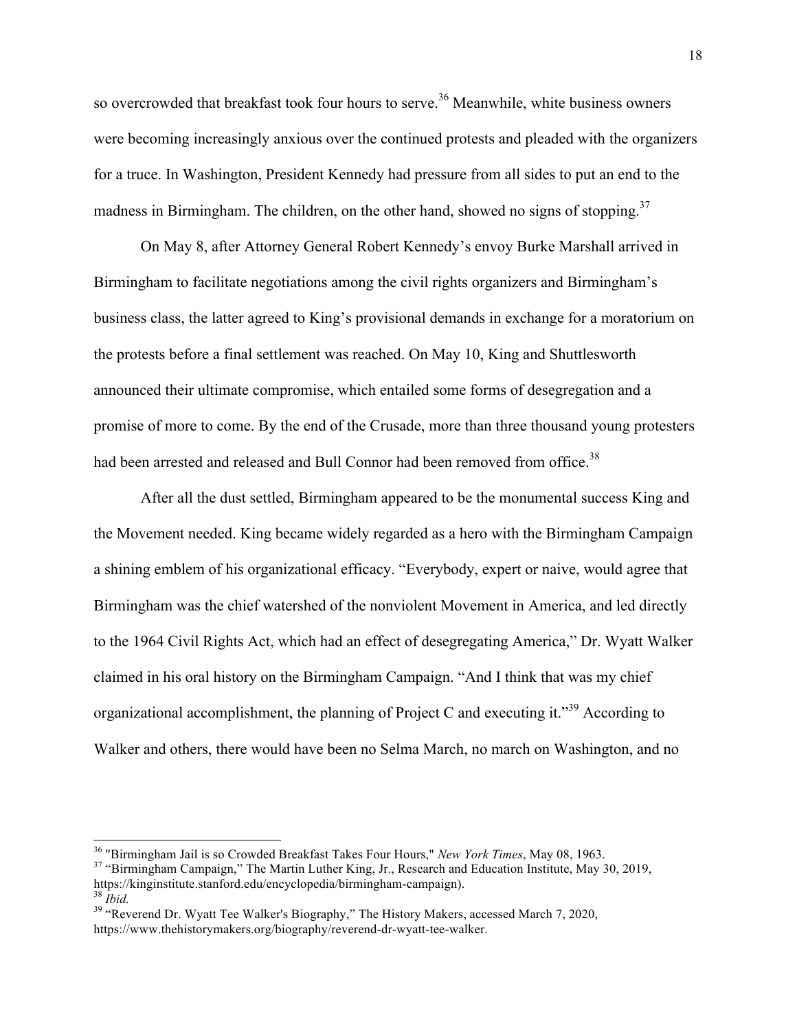so overcrowded that breakfast took four hours to serve.[36] Meanwhile, white business owners were becoming increasingly anxious over the continued protests and pleaded with the organizers for a truce. In Washington, President Kennedy had pressure from all sides to put an end to the madness in Birmingham. The children, on the other hand, showed no signs of stopping.[37]

On May 8, after Attorney General Robert Kennedy's envoy Burke Marshall arrived in Birmingham to facilitate negotiations among the civil rights organizers and Birmingham's business class, the latter agreed to King's provisional demands in exchange for a moratorium on the protests before a final settlement was reached. On May 10, King and Shuttlesworth announced their ultimate compromise, which entailed some forms of desegregation and a promise of more to come. By the end of the Crusade, more than three thousand young protesters had been arrested and released and Bull Connor had been removed from office.[38]

After all the dust settled, Birmingham appeared to be the monumental success King and the Movement needed. King became widely regarded as a hero with the Birmingham Campaign a shining emblem of his organizational efficacy. "Everybody, expert or naive, would agree that Birmingham was the chief watershed of the nonviolent Movement in America, and led directly to the 1964 Civil Rights Act, which had an effect of desegregating America," Dr. Wyatt Walker claimed in his oral history on the Birmingham Campaign. "And I think that was my chief organizational accomplishment, the planning of Project C and executing it."[39] According to Walker and others, there would have been no Selma March, no march on Washington, and no

---

[36] "Birmingham Jail is so Crowded Breakfast Takes Four Hours," *New York Times*, May 08, 1963.

[37] "Birmingham Campaign," The Martin Luther King, Jr., Research and Education Institute, May 30, 2019, https://kinginstitute.stanford.edu/encyclopedia/birmingham-campaign).

[38] *Ibid.*

[39] "Reverend Dr. Wyatt Tee Walker's Biography," The History Makers, accessed March 7, 2020, https://www.thehistorymakers.org/biography/reverend-dr-wyatt-tee-walker.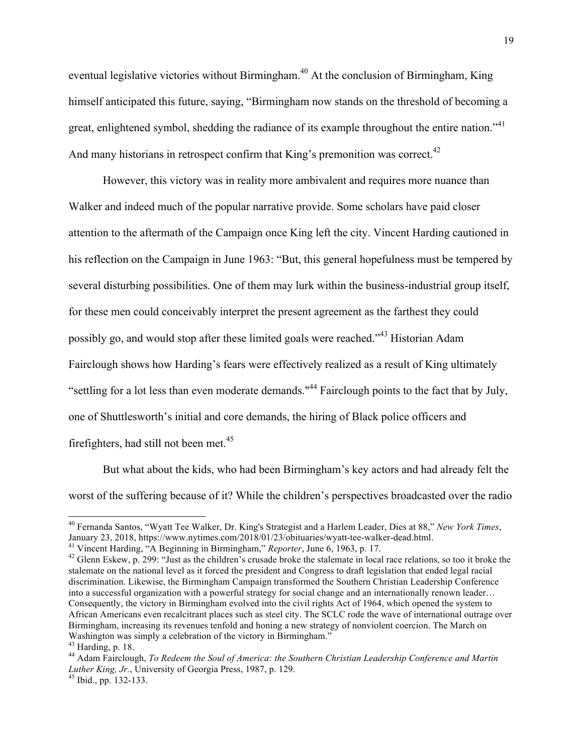eventual legislative victories without Birmingham.[40] At the conclusion of Birmingham, King himself anticipated this future, saying, "Birmingham now stands on the threshold of becoming a great, enlightened symbol, shedding the radiance of its example throughout the entire nation."[41] And many historians in retrospect confirm that King's premonition was correct.[42]

However, this victory was in reality more ambivalent and requires more nuance than Walker and indeed much of the popular narrative provide. Some scholars have paid closer attention to the aftermath of the Campaign once King left the city. Vincent Harding cautioned in his reflection on the Campaign in June 1963: "But, this general hopefulness must be tempered by several disturbing possibilities. One of them may lurk within the business-industrial group itself, for these men could conceivably interpret the present agreement as the farthest they could possibly go, and would stop after these limited goals were reached."[43] Historian Adam Fairclough shows how Harding's fears were effectively realized as a result of King ultimately "settling for a lot less than even moderate demands."[44] Fairclough points to the fact that by July, one of Shuttlesworth's initial and core demands, the hiring of Black police officers and firefighters, had still not been met.[45]

But what about the kids, who had been Birmingham's key actors and had already felt the worst of the suffering because of it? While the children's perspectives broadcasted over the radio

---

[40] Fernanda Santos, "Wyatt Tee Walker, Dr. King's Strategist and a Harlem Leader, Dies at 88," *New York Times*, January 23, 2018, https://www.nytimes.com/2018/01/23/obituaries/wyatt-tee-walker-dead.html.

[41] Vincent Harding, "A Beginning in Birmingham," *Reporter*, June 6, 1963, p. 17.

[42] Glenn Eskew, p. 299: "Just as the children's crusade broke the stalemate in local race relations, so too it broke the stalemate on the national level as it forced the president and Congress to draft legislation that ended legal racial discrimination. Likewise, the Birmingham Campaign transformed the Southern Christian Leadership Conference into a successful organization with a powerful strategy for social change and an internationally renown leader… Consequently, the victory in Birmingham evolved into the civil rights Act of 1964, which opened the system to African Americans even recalcitrant places such as steel city. The SCLC rode the wave of international outrage over Birmingham, increasing its revenues tenfold and honing a new strategy of nonviolent coercion. The March on Washington was simply a celebration of the victory in Birmingham."

[43] Harding, p. 18.

[44] Adam Fairclough, *To Redeem the Soul of America: the Southern Christian Leadership Conference and Martin Luther King, Jr.*, University of Georgia Press, 1987, p. 129.

[45] Ibid., pp. 132-133.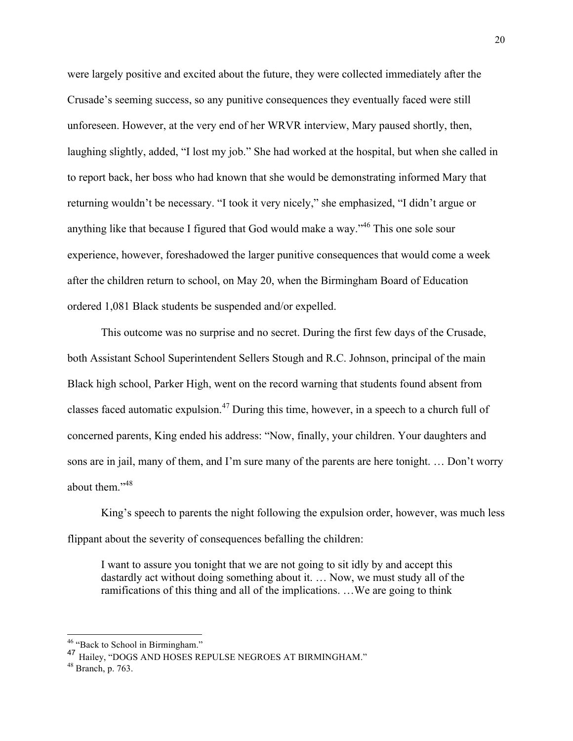were largely positive and excited about the future, they were collected immediately after the Crusade's seeming success, so any punitive consequences they eventually faced were still unforeseen. However, at the very end of her WRVR interview, Mary paused shortly, then, laughing slightly, added, "I lost my job." She had worked at the hospital, but when she called in to report back, her boss who had known that she would be demonstrating informed Mary that returning wouldn't be necessary. "I took it very nicely," she emphasized, "I didn't argue or anything like that because I figured that God would make a way."[46] This one sole sour experience, however, foreshadowed the larger punitive consequences that would come a week after the children return to school, on May 20, when the Birmingham Board of Education ordered 1,081 Black students be suspended and/or expelled.

This outcome was no surprise and no secret. During the first few days of the Crusade, both Assistant School Superintendent Sellers Stough and R.C. Johnson, principal of the main Black high school, Parker High, went on the record warning that students found absent from classes faced automatic expulsion.[47] During this time, however, in a speech to a church full of concerned parents, King ended his address: "Now, finally, your children. Your daughters and sons are in jail, many of them, and I'm sure many of the parents are here tonight. … Don't worry about them."[48]

King's speech to parents the night following the expulsion order, however, was much less flippant about the severity of consequences befalling the children:

> I want to assure you tonight that we are not going to sit idly by and accept this dastardly act without doing something about it. … Now, we must study all of the ramifications of this thing and all of the implications. …We are going to think

---

[46] "Back to School in Birmingham."

[47] Hailey, "DOGS AND HOSES REPULSE NEGROES AT BIRMINGHAM."

[48] Branch, p. 763.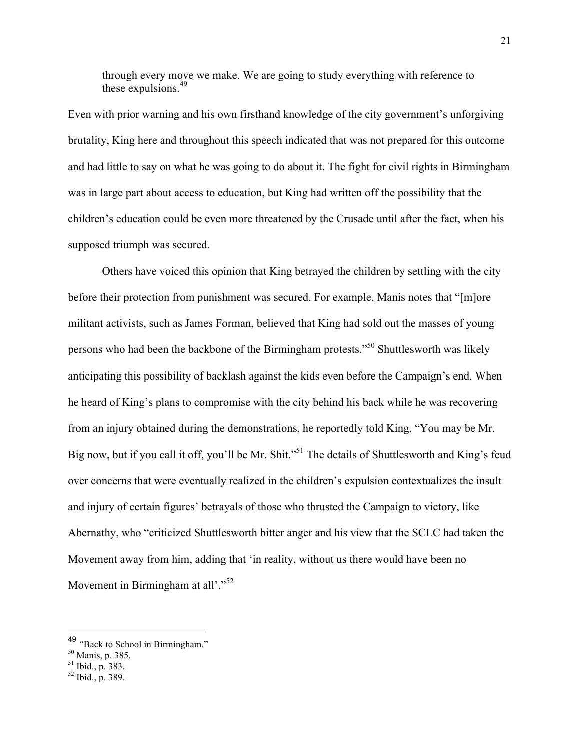> through every move we make. We are going to study everything with reference to these expulsions.[49]

Even with prior warning and his own firsthand knowledge of the city government's unforgiving brutality, King here and throughout this speech indicated that was not prepared for this outcome and had little to say on what he was going to do about it. The fight for civil rights in Birmingham was in large part about access to education, but King had written off the possibility that the children's education could be even more threatened by the Crusade until after the fact, when his supposed triumph was secured.

Others have voiced this opinion that King betrayed the children by settling with the city before their protection from punishment was secured. For example, Manis notes that "[m]ore militant activists, such as James Forman, believed that King had sold out the masses of young persons who had been the backbone of the Birmingham protests."[50] Shuttlesworth was likely anticipating this possibility of backlash against the kids even before the Campaign's end. When he heard of King's plans to compromise with the city behind his back while he was recovering from an injury obtained during the demonstrations, he reportedly told King, "You may be Mr. Big now, but if you call it off, you'll be Mr. Shit."[51] The details of Shuttlesworth and King's feud over concerns that were eventually realized in the children's expulsion contextualizes the insult and injury of certain figures' betrayals of those who thrusted the Campaign to victory, like Abernathy, who "criticized Shuttlesworth bitter anger and his view that the SCLC had taken the Movement away from him, adding that 'in reality, without us there would have been no Movement in Birmingham at all'."[52]

---

[49] "Back to School in Birmingham."

[50] Manis, p. 385.

[51] Ibid., p. 383.

[52] Ibid., p. 389.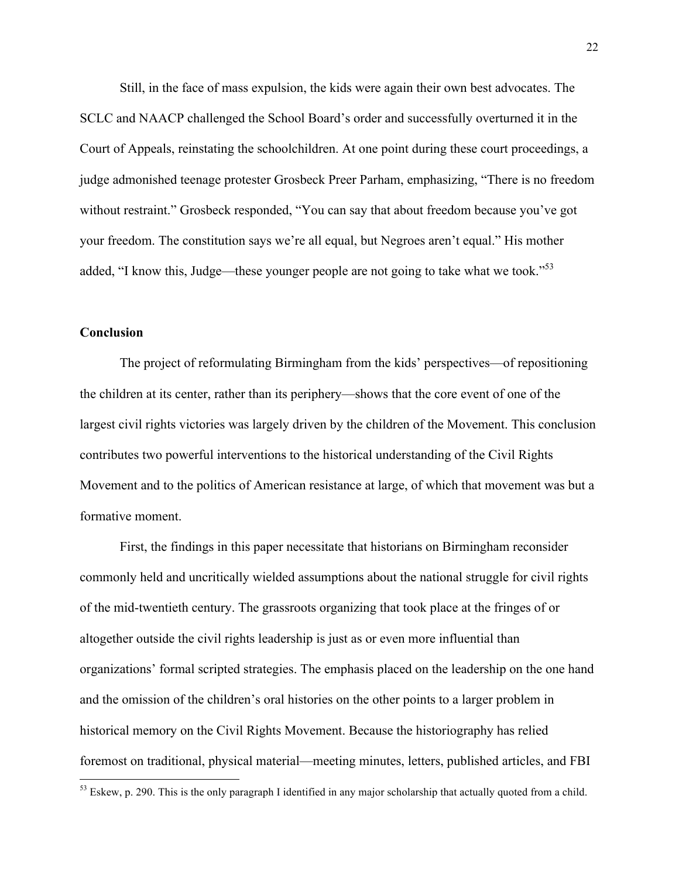Still, in the face of mass expulsion, the kids were again their own best advocates. The SCLC and NAACP challenged the School Board's order and successfully overturned it in the Court of Appeals, reinstating the schoolchildren. At one point during these court proceedings, a judge admonished teenage protester Grosbeck Preer Parham, emphasizing, "There is no freedom without restraint." Grosbeck responded, "You can say that about freedom because you've got your freedom. The constitution says we're all equal, but Negroes aren't equal." His mother added, "I know this, Judge—these younger people are not going to take what we took."[53]

**Conclusion**

The project of reformulating Birmingham from the kids' perspectives—of repositioning the children at its center, rather than its periphery—shows that the core event of one of the largest civil rights victories was largely driven by the children of the Movement. This conclusion contributes two powerful interventions to the historical understanding of the Civil Rights Movement and to the politics of American resistance at large, of which that movement was but a formative moment.

First, the findings in this paper necessitate that historians on Birmingham reconsider commonly held and uncritically wielded assumptions about the national struggle for civil rights of the mid-twentieth century. The grassroots organizing that took place at the fringes of or altogether outside the civil rights leadership is just as or even more influential than organizations' formal scripted strategies. The emphasis placed on the leadership on the one hand and the omission of the children's oral histories on the other points to a larger problem in historical memory on the Civil Rights Movement. Because the historiography has relied foremost on traditional, physical material—meeting minutes, letters, published articles, and FBI

[53] Eskew, p. 290. This is the only paragraph I identified in any major scholarship that actually quoted from a child.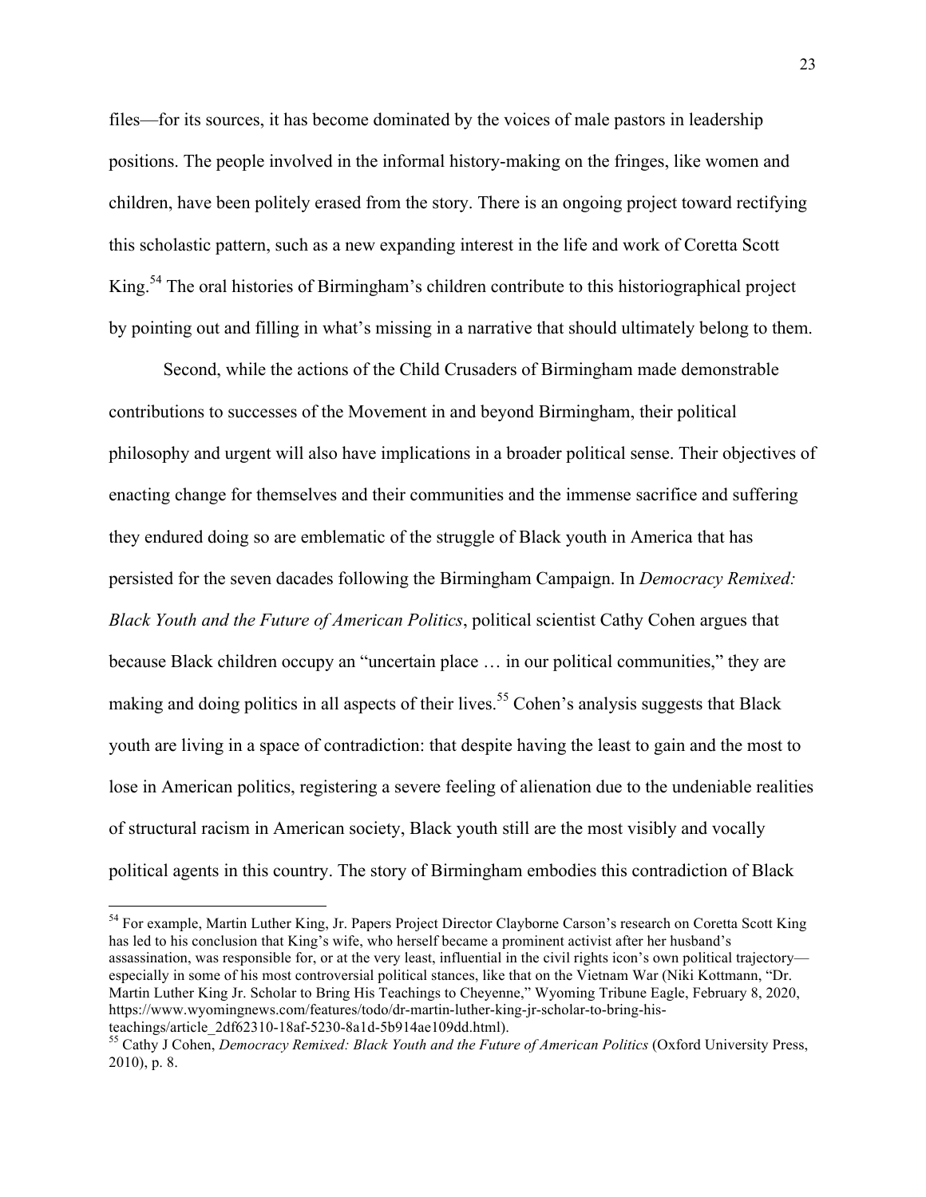files—for its sources, it has become dominated by the voices of male pastors in leadership positions. The people involved in the informal history-making on the fringes, like women and children, have been politely erased from the story. There is an ongoing project toward rectifying this scholastic pattern, such as a new expanding interest in the life and work of Coretta Scott King.[54] The oral histories of Birmingham's children contribute to this historiographical project by pointing out and filling in what's missing in a narrative that should ultimately belong to them.

Second, while the actions of the Child Crusaders of Birmingham made demonstrable contributions to successes of the Movement in and beyond Birmingham, their political philosophy and urgent will also have implications in a broader political sense. Their objectives of enacting change for themselves and their communities and the immense sacrifice and suffering they endured doing so are emblematic of the struggle of Black youth in America that has persisted for the seven dacades following the Birmingham Campaign. In *Democracy Remixed: Black Youth and the Future of American Politics*, political scientist Cathy Cohen argues that because Black children occupy an "uncertain place … in our political communities," they are making and doing politics in all aspects of their lives.[55] Cohen's analysis suggests that Black youth are living in a space of contradiction: that despite having the least to gain and the most to lose in American politics, registering a severe feeling of alienation due to the undeniable realities of structural racism in American society, Black youth still are the most visibly and vocally political agents in this country. The story of Birmingham embodies this contradiction of Black

---

[54] For example, Martin Luther King, Jr. Papers Project Director Clayborne Carson's research on Coretta Scott King has led to his conclusion that King's wife, who herself became a prominent activist after her husband's assassination, was responsible for, or at the very least, influential in the civil rights icon's own political trajectory—especially in some of his most controversial political stances, like that on the Vietnam War (Niki Kottmann, "Dr. Martin Luther King Jr. Scholar to Bring His Teachings to Cheyenne," Wyoming Tribune Eagle, February 8, 2020, https://www.wyomingnews.com/features/todo/dr-martin-luther-king-jr-scholar-to-bring-his-teachings/article_2df62310-18af-5230-8a1d-5b914ae109dd.html).

[55] Cathy J Cohen, *Democracy Remixed: Black Youth and the Future of American Politics* (Oxford University Press, 2010), p. 8.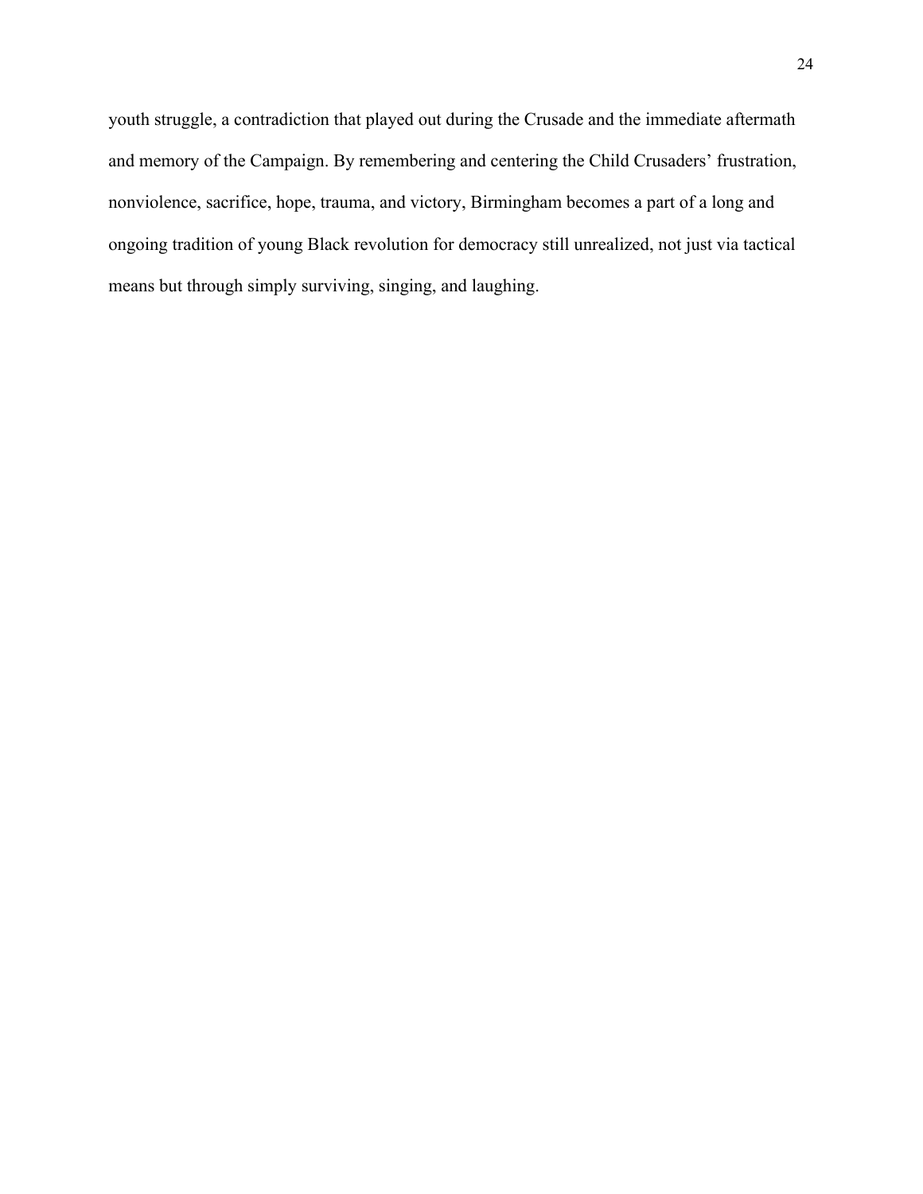youth struggle, a contradiction that played out during the Crusade and the immediate aftermath and memory of the Campaign. By remembering and centering the Child Crusaders' frustration, nonviolence, sacrifice, hope, trauma, and victory, Birmingham becomes a part of a long and ongoing tradition of young Black revolution for democracy still unrealized, not just via tactical means but through simply surviving, singing, and laughing.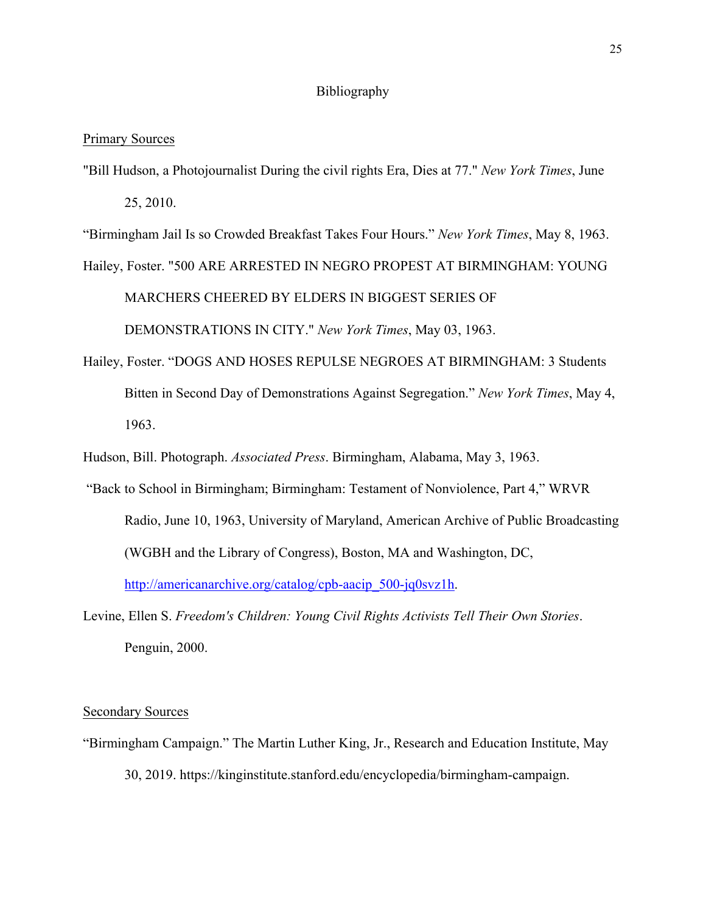# Bibliography

## Primary Sources

"Bill Hudson, a Photojournalist During the civil rights Era, Dies at 77." *New York Times*, June 25, 2010.

"Birmingham Jail Is so Crowded Breakfast Takes Four Hours." *New York Times*, May 8, 1963.

Hailey, Foster. "500 ARE ARRESTED IN NEGRO PROPEST AT BIRMINGHAM: YOUNG MARCHERS CHEERED BY ELDERS IN BIGGEST SERIES OF DEMONSTRATIONS IN CITY." *New York Times*, May 03, 1963.

Hailey, Foster. "DOGS AND HOSES REPULSE NEGROES AT BIRMINGHAM: 3 Students Bitten in Second Day of Demonstrations Against Segregation." *New York Times*, May 4, 1963.

Hudson, Bill. Photograph. *Associated Press*. Birmingham, Alabama, May 3, 1963.

"Back to School in Birmingham; Birmingham: Testament of Nonviolence, Part 4," WRVR Radio, June 10, 1963, University of Maryland, American Archive of Public Broadcasting (WGBH and the Library of Congress), Boston, MA and Washington, DC, [http://americanarchive.org/catalog/cpb-aacip_500-jq0svz1h](http://americanarchive.org/catalog/cpb-aacip_500-jq0svz1h).

Levine, Ellen S. *Freedom's Children: Young Civil Rights Activists Tell Their Own Stories*. Penguin, 2000.

## Secondary Sources

"Birmingham Campaign." The Martin Luther King, Jr., Research and Education Institute, May 30, 2019. https://kinginstitute.stanford.edu/encyclopedia/birmingham-campaign.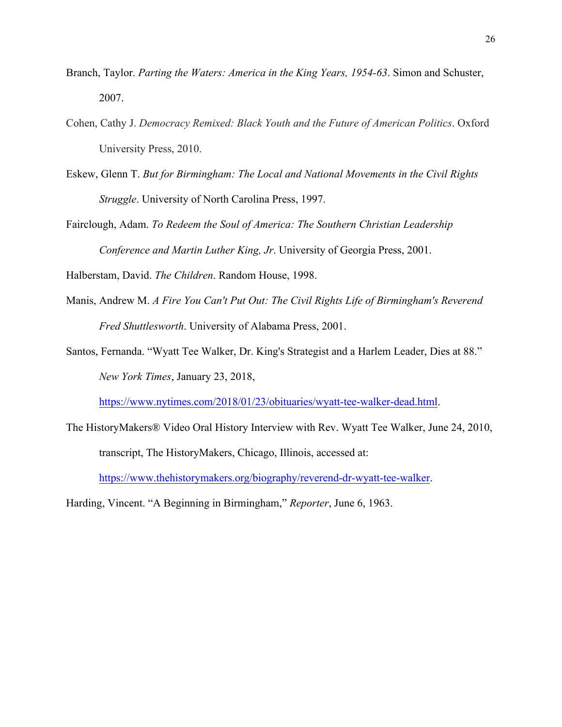Branch, Taylor. *Parting the Waters: America in the King Years, 1954-63*. Simon and Schuster, 2007.

Cohen, Cathy J. *Democracy Remixed: Black Youth and the Future of American Politics*. Oxford University Press, 2010.

Eskew, Glenn T. *But for Birmingham: The Local and National Movements in the Civil Rights Struggle*. University of North Carolina Press, 1997.

Fairclough, Adam. *To Redeem the Soul of America: The Southern Christian Leadership Conference and Martin Luther King, Jr*. University of Georgia Press, 2001.

Halberstam, David. *The Children*. Random House, 1998.

Manis, Andrew M. *A Fire You Can't Put Out: The Civil Rights Life of Birmingham's Reverend Fred Shuttlesworth*. University of Alabama Press, 2001.

Santos, Fernanda. "Wyatt Tee Walker, Dr. King's Strategist and a Harlem Leader, Dies at 88." *New York Times*, January 23, 2018, https://www.nytimes.com/2018/01/23/obituaries/wyatt-tee-walker-dead.html.

The HistoryMakers® Video Oral History Interview with Rev. Wyatt Tee Walker, June 24, 2010, transcript, The HistoryMakers, Chicago, Illinois, accessed at: https://www.thehistorymakers.org/biography/reverend-dr-wyatt-tee-walker.

Harding, Vincent. "A Beginning in Birmingham," *Reporter*, June 6, 1963.